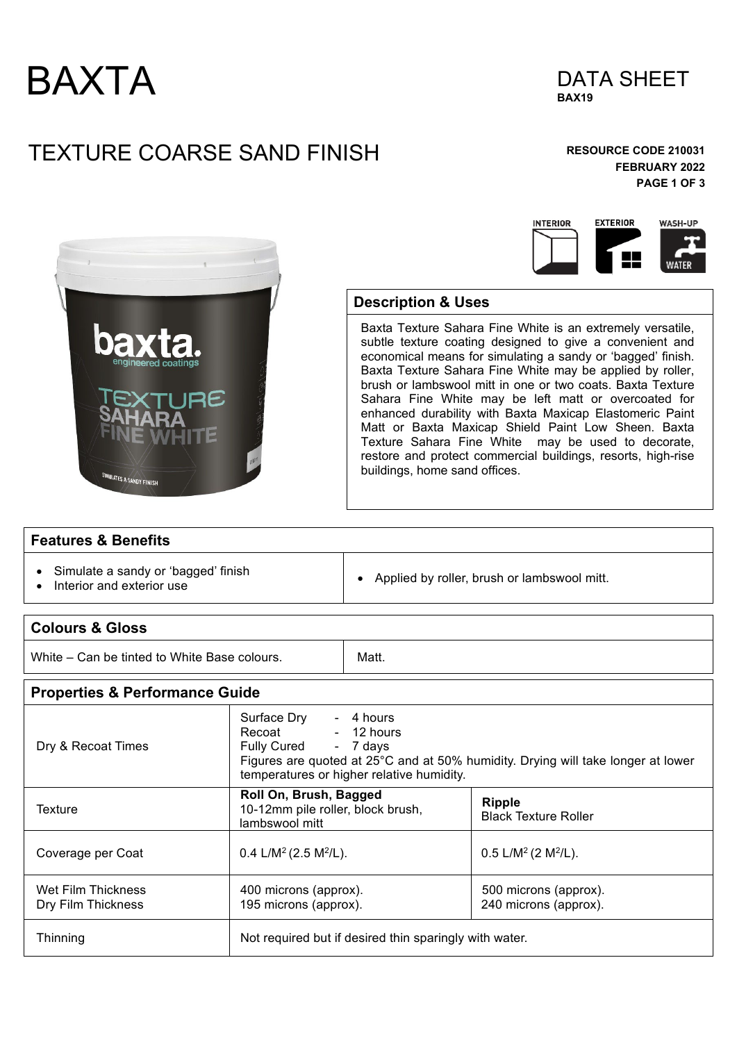# BAXTA

DATA SHEET
**BAX19**

## TEXTURE COARSE SAND FINISH

**RESOURCE CODE 210031**
**FEBRUARY 2022**

INTERIOR EXTERIOR WASH-UP WATER

### Description & Uses

Baxta Texture Sahara Fine White is an extremely versatile, subtle texture coating designed to give a convenient and economical means for simulating a sandy or 'bagged' finish. Baxta Texture Sahara Fine White may be applied by roller, brush or lambswool mitt in one or two coats. Baxta Texture Sahara Fine White may be left matt or overcoated for enhanced durability with Baxta Maxicap Elastomeric Paint Matt or Baxta Maxicap Shield Paint Low Sheen. Baxta Texture Sahara Fine White may be used to decorate, restore and protect commercial buildings, resorts, high-rise buildings, home sand offices.

### Features & Benefits

| | |
|---|---|
| • Simulate a sandy or 'bagged' finish<br>• Interior and exterior use | • Applied by roller, brush or lambswool mitt. |

### Colours & Gloss

| | |
|---|---|
| White – Can be tinted to White Base colours. | Matt. |

### Properties & Performance Guide

| | | |
|---|---|---|
| Dry & Recoat Times | Surface Dry - 4 hours<br>Recoat - 12 hours<br>Fully Cured - 7 days<br>Figures are quoted at 25°C and at 50% humidity. Drying will take longer at lower temperatures or higher relative humidity. | |
| Texture | **Roll On, Brush, Bagged**<br>10-12mm pile roller, block brush, lambswool mitt | **Ripple**<br>Black Texture Roller |
| Coverage per Coat | 0.4 L/M$^2$ (2.5 M$^2$/L). | 0.5 L/M$^2$ (2 M$^2$/L). |
| Wet Film Thickness<br>Dry Film Thickness | 400 microns (approx).<br>195 microns (approx). | 500 microns (approx).<br>240 microns (approx). |
| Thinning | Not required but if desired thin sparingly with water. | |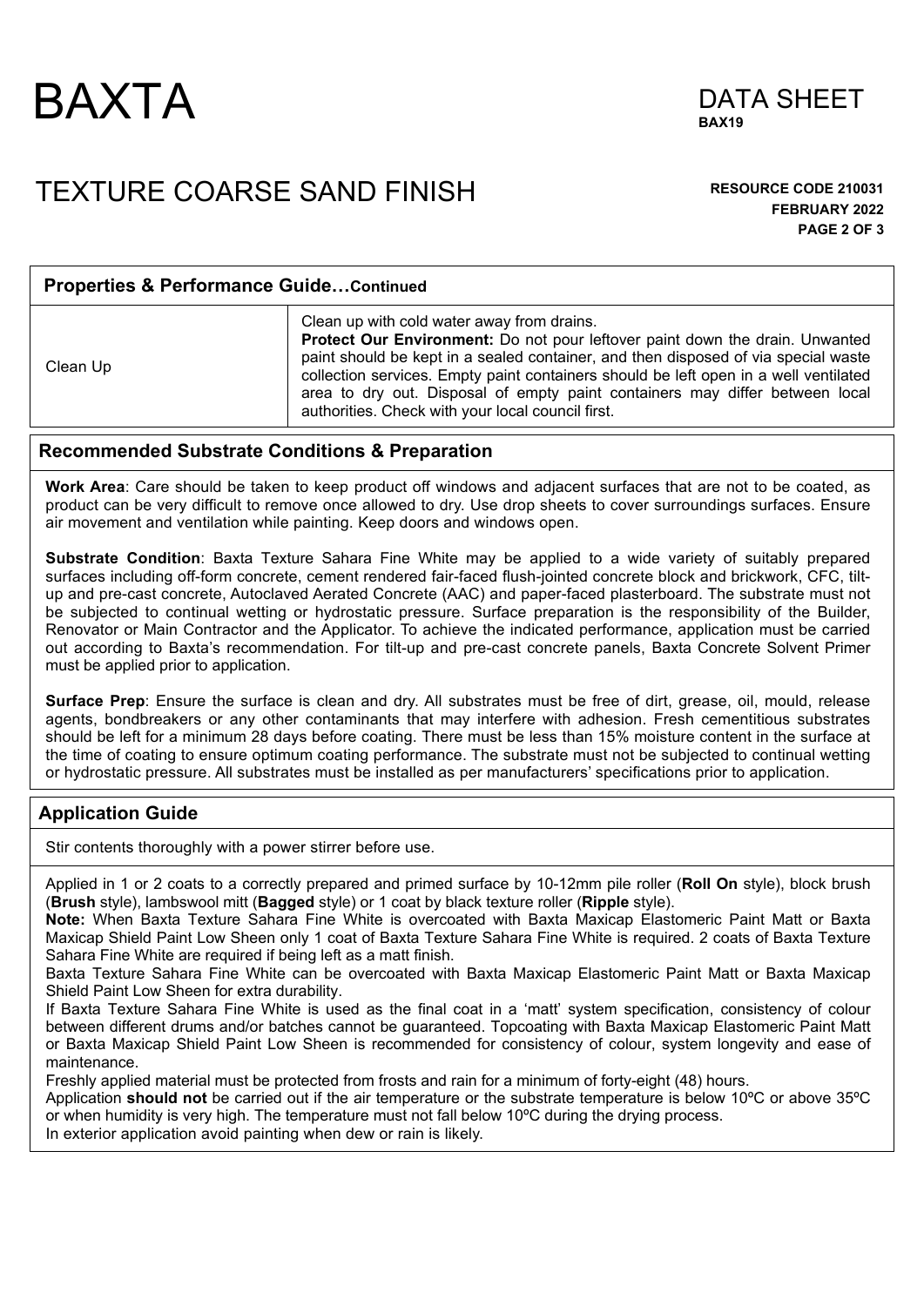# BAXTA

DATA SHEET
**BAX19**

# TEXTURE COARSE SAND FINISH

**RESOURCE CODE 210031**
**FEBRUARY 2022**

## Properties & Performance Guide…Continued

| | |
|---|---|
| Clean Up | Clean up with cold water away from drains. **Protect Our Environment:** Do not pour leftover paint down the drain. Unwanted paint should be kept in a sealed container, and then disposed of via special waste collection services. Empty paint containers should be left open in a well ventilated area to dry out. Disposal of empty paint containers may differ between local authorities. Check with your local council first. |

## Recommended Substrate Conditions & Preparation

**Work Area**: Care should be taken to keep product off windows and adjacent surfaces that are not to be coated, as product can be very difficult to remove once allowed to dry. Use drop sheets to cover surroundings surfaces. Ensure air movement and ventilation while painting. Keep doors and windows open.

**Substrate Condition**: Baxta Texture Sahara Fine White may be applied to a wide variety of suitably prepared surfaces including off-form concrete, cement rendered fair-faced flush-jointed concrete block and brickwork, CFC, tilt-up and pre-cast concrete, Autoclaved Aerated Concrete (AAC) and paper-faced plasterboard. The substrate must not be subjected to continual wetting or hydrostatic pressure. Surface preparation is the responsibility of the Builder, Renovator or Main Contractor and the Applicator. To achieve the indicated performance, application must be carried out according to Baxta's recommendation. For tilt-up and pre-cast concrete panels, Baxta Concrete Solvent Primer must be applied prior to application.

**Surface Prep**: Ensure the surface is clean and dry. All substrates must be free of dirt, grease, oil, mould, release agents, bondbreakers or any other contaminants that may interfere with adhesion. Fresh cementitious substrates should be left for a minimum 28 days before coating. There must be less than 15% moisture content in the surface at the time of coating to ensure optimum coating performance. The substrate must not be subjected to continual wetting or hydrostatic pressure. All substrates must be installed as per manufacturers' specifications prior to application.

## Application Guide

Stir contents thoroughly with a power stirrer before use.

Applied in 1 or 2 coats to a correctly prepared and primed surface by 10-12mm pile roller (**Roll On** style), block brush (**Brush** style), lambswool mitt (**Bagged** style) or 1 coat by black texture roller (**Ripple** style).
**Note:** When Baxta Texture Sahara Fine White is overcoated with Baxta Maxicap Elastomeric Paint Matt or Baxta Maxicap Shield Paint Low Sheen only 1 coat of Baxta Texture Sahara Fine White is required. 2 coats of Baxta Texture Sahara Fine White are required if being left as a matt finish.
Baxta Texture Sahara Fine White can be overcoated with Baxta Maxicap Elastomeric Paint Matt or Baxta Maxicap Shield Paint Low Sheen for extra durability.
If Baxta Texture Sahara Fine White is used as the final coat in a 'matt' system specification, consistency of colour between different drums and/or batches cannot be guaranteed. Topcoating with Baxta Maxicap Elastomeric Paint Matt or Baxta Maxicap Shield Paint Low Sheen is recommended for consistency of colour, system longevity and ease of maintenance.
Freshly applied material must be protected from frosts and rain for a minimum of forty-eight (48) hours.
Application **should not** be carried out if the air temperature or the substrate temperature is below 10ºC or above 35ºC or when humidity is very high. The temperature must not fall below 10ºC during the drying process.
In exterior application avoid painting when dew or rain is likely.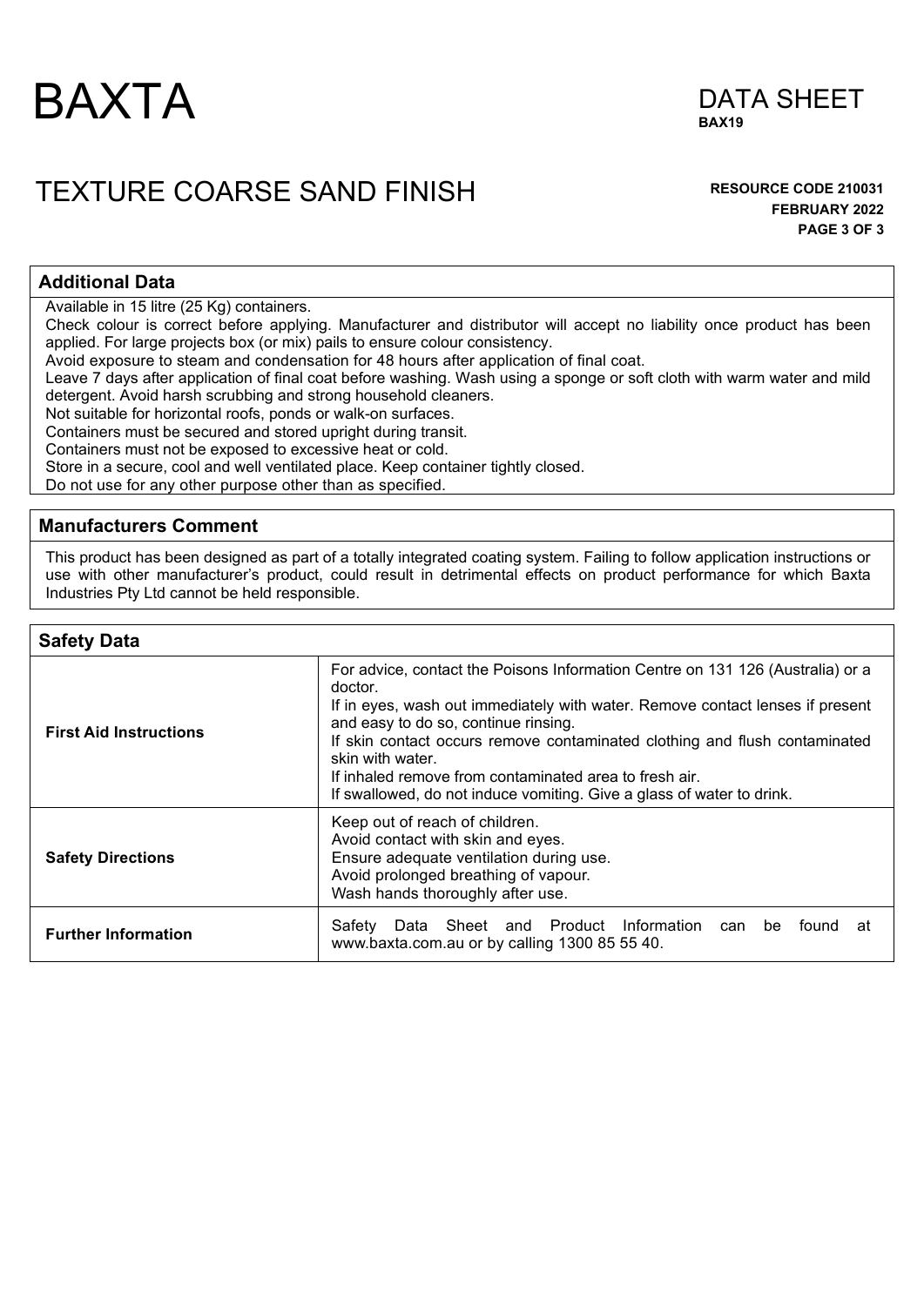# BAXTA

## DATA SHEET

**BAX19**

# TEXTURE COARSE SAND FINISH

**RESOURCE CODE 210031**
**FEBRUARY 2022**

## Additional Data

Available in 15 litre (25 Kg) containers.
Check colour is correct before applying. Manufacturer and distributor will accept no liability once product has been applied. For large projects box (or mix) pails to ensure colour consistency.
Avoid exposure to steam and condensation for 48 hours after application of final coat.
Leave 7 days after application of final coat before washing. Wash using a sponge or soft cloth with warm water and mild detergent. Avoid harsh scrubbing and strong household cleaners.
Not suitable for horizontal roofs, ponds or walk-on surfaces.
Containers must be secured and stored upright during transit.
Containers must not be exposed to excessive heat or cold.
Store in a secure, cool and well ventilated place. Keep container tightly closed.
Do not use for any other purpose other than as specified.

## Manufacturers Comment

This product has been designed as part of a totally integrated coating system. Failing to follow application instructions or use with other manufacturer's product, could result in detrimental effects on product performance for which Baxta Industries Pty Ltd cannot be held responsible.

## Safety Data

| | |
|---|---|
| **First Aid Instructions** | For advice, contact the Poisons Information Centre on 131 126 (Australia) or a doctor.<br>If in eyes, wash out immediately with water. Remove contact lenses if present and easy to do so, continue rinsing.<br>If skin contact occurs remove contaminated clothing and flush contaminated skin with water.<br>If inhaled remove from contaminated area to fresh air.<br>If swallowed, do not induce vomiting. Give a glass of water to drink. |
| **Safety Directions** | Keep out of reach of children.<br>Avoid contact with skin and eyes.<br>Ensure adequate ventilation during use.<br>Avoid prolonged breathing of vapour.<br>Wash hands thoroughly after use. |
| **Further Information** | Safety Data Sheet and Product Information can be found at www.baxta.com.au or by calling 1300 85 55 40. |